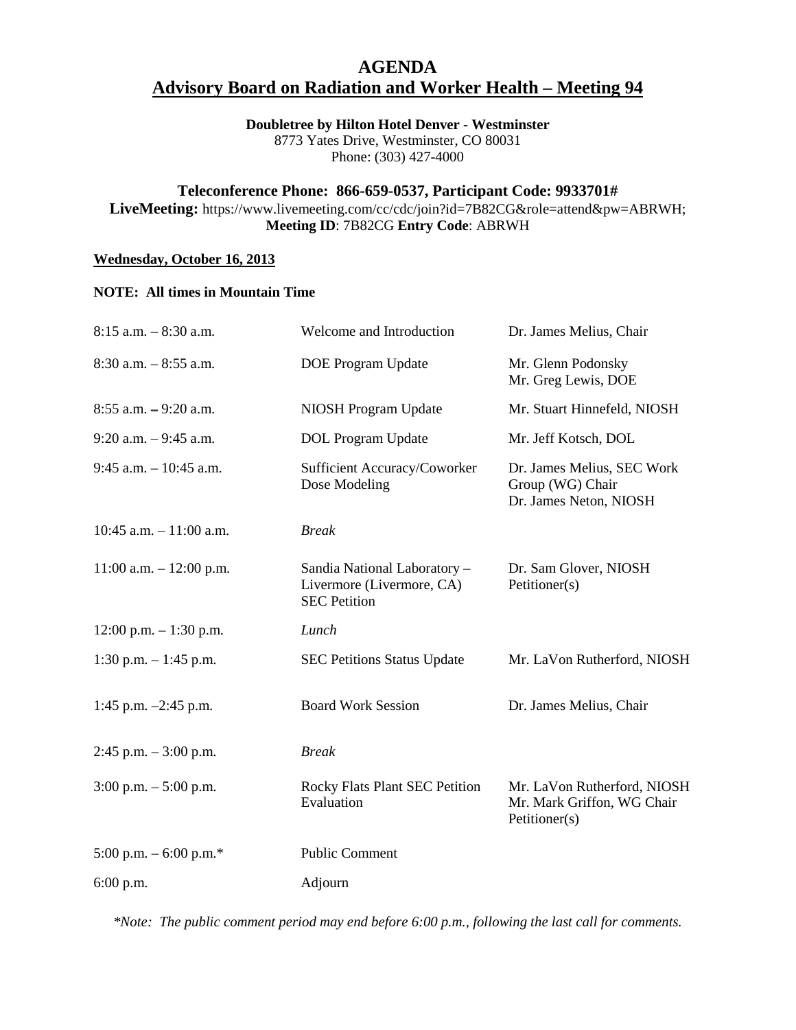# AGENDA

## Advisory Board on Radiation and Worker Health – Meeting 94

**Doubletree by Hilton Hotel Denver - Westminster**
8773 Yates Drive, Westminster, CO 80031
Phone: (303) 427-4000

**Teleconference Phone: 866-659-0537, Participant Code: 9933701#**
**LiveMeeting:** https://www.livemeeting.com/cc/cdc/join?id=7B82CG&role=attend&pw=ABRWH;
**Meeting ID**: 7B82CG **Entry Code**: ABRWH

**Wednesday, October 16, 2013**

**NOTE: All times in Mountain Time**

| | | |
|---|---|---|
| 8:15 a.m. – 8:30 a.m. | Welcome and Introduction | Dr. James Melius, Chair |
| 8:30 a.m. – 8:55 a.m. | DOE Program Update | Mr. Glenn Podonsky<br>Mr. Greg Lewis, DOE |
| 8:55 a.m. – 9:20 a.m. | NIOSH Program Update | Mr. Stuart Hinnefeld, NIOSH |
| 9:20 a.m. – 9:45 a.m. | DOL Program Update | Mr. Jeff Kotsch, DOL |
| 9:45 a.m. – 10:45 a.m. | Sufficient Accuracy/Coworker Dose Modeling | Dr. James Melius, SEC Work Group (WG) Chair<br>Dr. James Neton, NIOSH |
| 10:45 a.m. – 11:00 a.m. | *Break* | |
| 11:00 a.m. – 12:00 p.m. | Sandia National Laboratory – Livermore (Livermore, CA) SEC Petition | Dr. Sam Glover, NIOSH<br>Petitioner(s) |
| 12:00 p.m. – 1:30 p.m. | *Lunch* | |
| 1:30 p.m. – 1:45 p.m. | SEC Petitions Status Update | Mr. LaVon Rutherford, NIOSH |
| 1:45 p.m. –2:45 p.m. | Board Work Session | Dr. James Melius, Chair |
| 2:45 p.m. – 3:00 p.m. | *Break* | |
| 3:00 p.m. – 5:00 p.m. | Rocky Flats Plant SEC Petition Evaluation | Mr. LaVon Rutherford, NIOSH<br>Mr. Mark Griffon, WG Chair<br>Petitioner(s) |
| 5:00 p.m. – 6:00 p.m.* | Public Comment | |
| 6:00 p.m. | Adjourn | |

*\*Note: The public comment period may end before 6:00 p.m., following the last call for comments.*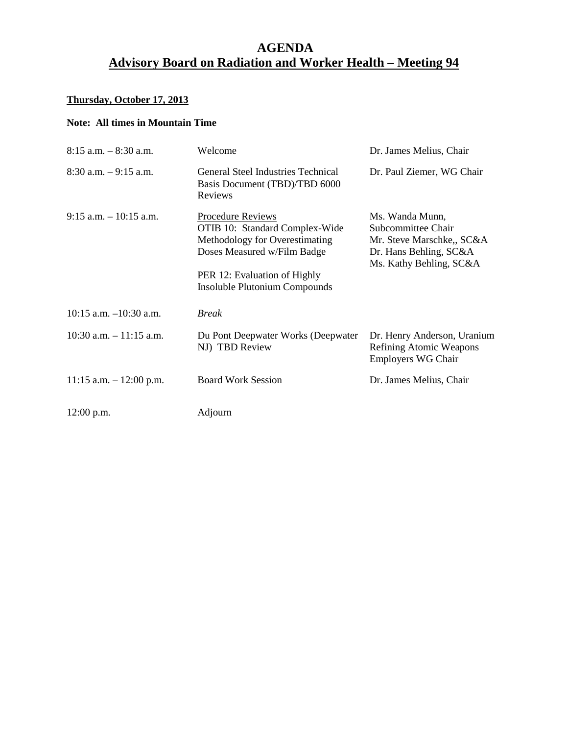# AGENDA

## Advisory Board on Radiation and Worker Health – Meeting 94

**Thursday, October 17, 2013**

**Note: All times in Mountain Time**

| | | |
|---|---|---|
| 8:15 a.m. – 8:30 a.m. | Welcome | Dr. James Melius, Chair |
| 8:30 a.m. – 9:15 a.m. | General Steel Industries Technical Basis Document (TBD)/TBD 6000 Reviews | Dr. Paul Ziemer, WG Chair |
| 9:15 a.m. – 10:15 a.m. | Procedure Reviews<br>OTIB 10: Standard Complex-Wide Methodology for Overestimating Doses Measured w/Film Badge<br><br>PER 12: Evaluation of Highly Insoluble Plutonium Compounds | Ms. Wanda Munn, Subcommittee Chair<br>Mr. Steve Marschke,, SC&A<br>Dr. Hans Behling, SC&A<br>Ms. Kathy Behling, SC&A |
| 10:15 a.m. –10:30 a.m. | *Break* | |
| 10:30 a.m. – 11:15 a.m. | Du Pont Deepwater Works (Deepwater NJ) TBD Review | Dr. Henry Anderson, Uranium Refining Atomic Weapons Employers WG Chair |
| 11:15 a.m. – 12:00 p.m. | Board Work Session | Dr. James Melius, Chair |
| 12:00 p.m. | Adjourn | |